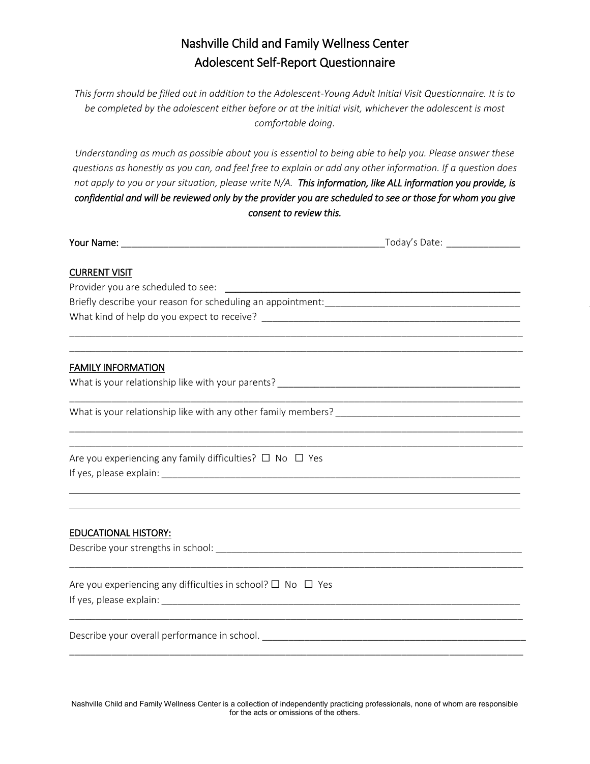# Nashville Child and Family Wellness Center
## Adolescent Self-Report Questionnaire

*This form should be filled out in addition to the Adolescent-Young Adult Initial Visit Questionnaire. It is to be completed by the adolescent either before or at the initial visit, whichever the adolescent is most comfortable doing.*

*Understanding as much as possible about you is essential to being able to help you. Please answer these questions as honestly as you can, and feel free to explain or add any other information. If a question does not apply to you or your situation, please write N/A.* ***This information, like ALL information you provide, is confidential and will be reviewed only by the provider you are scheduled to see or those for whom you give consent to review this.***

**Your Name:** ___________________________________________________Today's Date: ______________

**CURRENT VISIT**

Provider you are scheduled to see: ________________________________________________________

Briefly describe your reason for scheduling an appointment:_____________________________________

What kind of help do you expect to receive? __________________________________________________

_____________________________________________________________________________________

_____________________________________________________________________________________

**FAMILY INFORMATION**

What is your relationship like with your parents? ________________________________________________

_____________________________________________________________________________________

What is your relationship like with any other family members? ____________________________________

_____________________________________________________________________________________

_____________________________________________________________________________________

Are you experiencing any family difficulties? ☐ No ☐ Yes

If yes, please explain: _____________________________________________________________________

_____________________________________________________________________________________

_____________________________________________________________________________________

**EDUCATIONAL HISTORY:**

Describe your strengths in school: ___________________________________________________________

_____________________________________________________________________________________

Are you experiencing any difficulties in school? ☐ No ☐ Yes

If yes, please explain: _____________________________________________________________________

_____________________________________________________________________________________

Describe your overall performance in school. ____________________________________________________

_____________________________________________________________________________________

Nashville Child and Family Wellness Center is a collection of independently practicing professionals, none of whom are responsible for the acts or omissions of the others.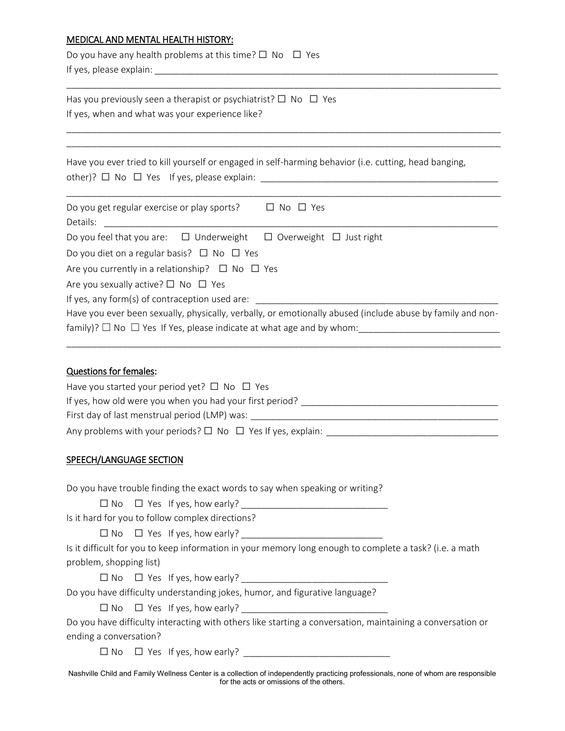## MEDICAL AND MENTAL HEALTH HISTORY:

Do you have any health problems at this time? ☐ No ☐ Yes
If yes, please explain: ______________________________________________________________________

______________________________________________________________________________________

Has you previously seen a therapist or psychiatrist? ☐ No ☐ Yes
If yes, when and what was your experience like?

______________________________________________________________________________________

______________________________________________________________________________________

Have you ever tried to kill yourself or engaged in self-harming behavior (i.e. cutting, head banging, other)? ☐ No ☐ Yes If yes, please explain: ______________________________________________

______________________________________________________________________________________

Do you get regular exercise or play sports? ☐ No ☐ Yes
Details: ______________________________________________________________________________

Do you feel that you are: ☐ Underweight ☐ Overweight ☐ Just right

Do you diet on a regular basis? ☐ No ☐ Yes

Are you currently in a relationship? ☐ No ☐ Yes

Are you sexually active? ☐ No ☐ Yes

If yes, any form(s) of contraception used are: ________________________________________________

Have you ever been sexually, physically, verbally, or emotionally abused (include abuse by family and non-family)? ☐ No ☐ Yes If Yes, please indicate at what age and by whom:___________________________

______________________________________________________________________________________

## Questions for females:

Have you started your period yet? ☐ No ☐ Yes

If yes, how old were you when you had your first period? _______________________________________

First day of last menstrual period (LMP) was: _________________________________________________

Any problems with your periods? ☐ No ☐ Yes If yes, explain: _________________________________

## SPEECH/LANGUAGE SECTION

Do you have trouble finding the exact words to say when speaking or writing?

☐ No ☐ Yes If yes, how early? ____________________________

Is it hard for you to follow complex directions?

☐ No ☐ Yes If yes, how early? ____________________________

Is it difficult for you to keep information in your memory long enough to complete a task? (i.e. a math problem, shopping list)

☐ No ☐ Yes If yes, how early? ____________________________

Do you have difficulty understanding jokes, humor, and figurative language?

☐ No ☐ Yes If yes, how early? ____________________________

Do you have difficulty interacting with others like starting a conversation, maintaining a conversation or ending a conversation?

☐ No ☐ Yes If yes, how early? ____________________________

Nashville Child and Family Wellness Center is a collection of independently practicing professionals, none of whom are responsible for the acts or omissions of the others.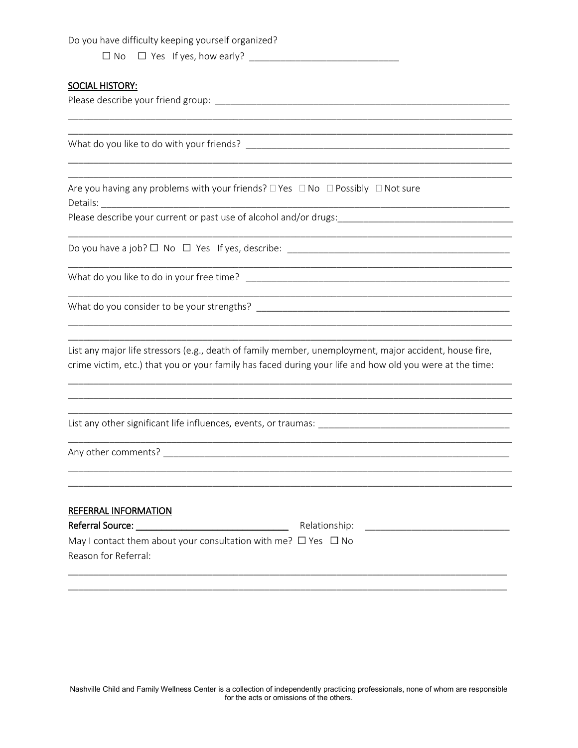Do you have difficulty keeping yourself organized?

☐ No ☐ Yes If yes, how early? ____________________________

**SOCIAL HISTORY:**

Please describe your friend group: ____________________________________________________________

__________________________________________________________________________________________

__________________________________________________________________________________________

What do you like to do with your friends? ____________________________________________________

__________________________________________________________________________________________

__________________________________________________________________________________________

Are you having any problems with your friends? ☐ Yes ☐ No ☐ Possibly ☐ Not sure

Details: __________________________________________________________________________________

Please describe your current or past use of alcohol and/or drugs:__________________________________

__________________________________________________________________________________________

Do you have a job? ☐ No ☐ Yes If yes, describe: ____________________________________________

__________________________________________________________________________________________

What do you like to do in your free time? ____________________________________________________

__________________________________________________________________________________________

What do you consider to be your strengths? __________________________________________________

__________________________________________________________________________________________

__________________________________________________________________________________________

List any major life stressors (e.g., death of family member, unemployment, major accident, house fire, crime victim, etc.) that you or your family has faced during your life and how old you were at the time:

__________________________________________________________________________________________

__________________________________________________________________________________________

__________________________________________________________________________________________

List any other significant life influences, events, or traumas: ____________________________________

__________________________________________________________________________________________

Any other comments? _____________________________________________________________________

__________________________________________________________________________________________

__________________________________________________________________________________________

**REFERRAL INFORMATION**

**Referral Source:** ______________________________ Relationship: ____________________________

May I contact them about your consultation with me? ☐ Yes ☐ No

Reason for Referral:

__________________________________________________________________________________________

__________________________________________________________________________________________

Nashville Child and Family Wellness Center is a collection of independently practicing professionals, none of whom are responsible for the acts or omissions of the others.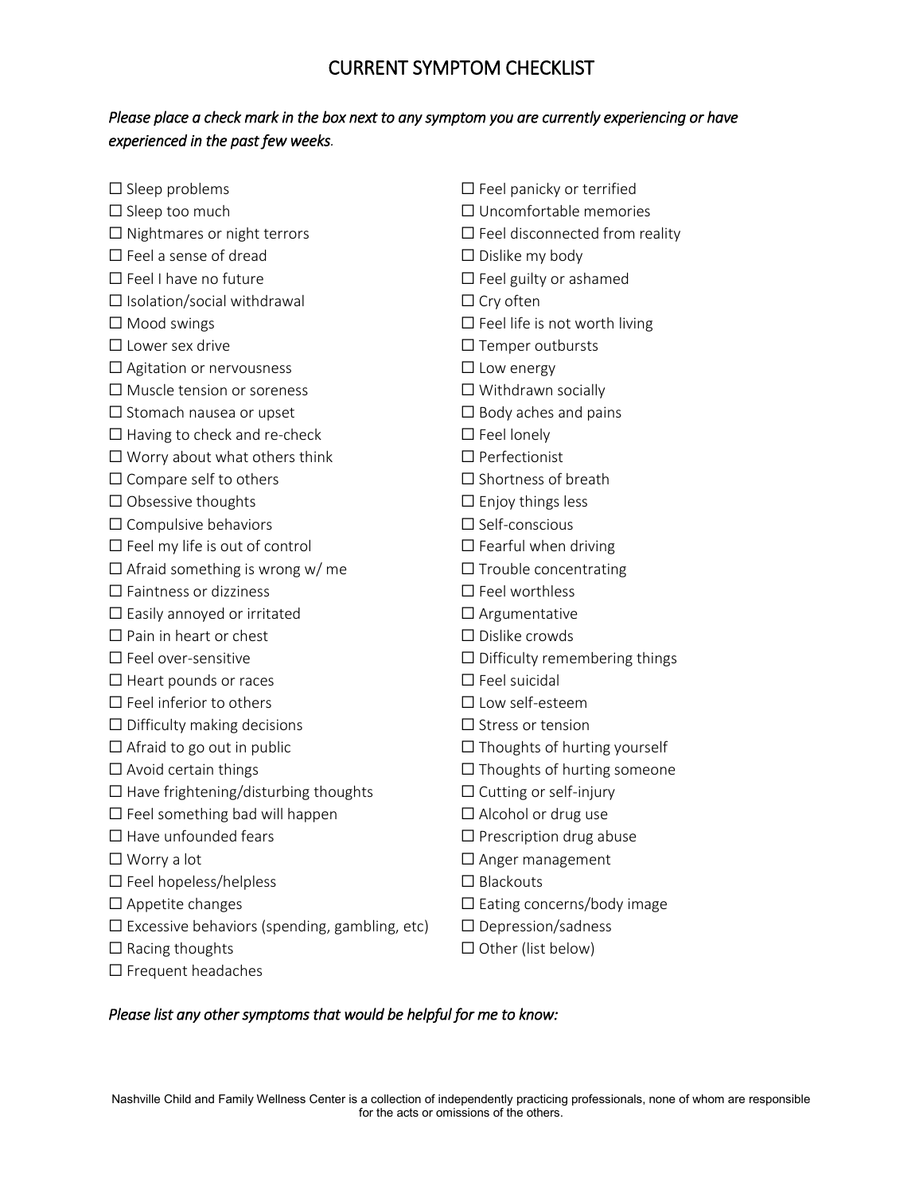# CURRENT SYMPTOM CHECKLIST

*Please place a check mark in the box next to any symptom you are currently experiencing or have experienced in the past few weeks.*

- ☐ Sleep problems
- ☐ Sleep too much
- ☐ Nightmares or night terrors
- ☐ Feel a sense of dread
- ☐ Feel I have no future
- ☐ Isolation/social withdrawal
- ☐ Mood swings
- ☐ Lower sex drive
- ☐ Agitation or nervousness
- ☐ Muscle tension or soreness
- ☐ Stomach nausea or upset
- ☐ Having to check and re-check
- ☐ Worry about what others think
- ☐ Compare self to others
- ☐ Obsessive thoughts
- ☐ Compulsive behaviors
- ☐ Feel my life is out of control
- ☐ Afraid something is wrong w/ me
- ☐ Faintness or dizziness
- ☐ Easily annoyed or irritated
- ☐ Pain in heart or chest
- ☐ Feel over-sensitive
- ☐ Heart pounds or races
- ☐ Feel inferior to others
- ☐ Difficulty making decisions
- ☐ Afraid to go out in public
- ☐ Avoid certain things
- ☐ Have frightening/disturbing thoughts
- ☐ Feel something bad will happen
- ☐ Have unfounded fears
- ☐ Worry a lot
- ☐ Feel hopeless/helpless
- ☐ Appetite changes
- ☐ Excessive behaviors (spending, gambling, etc)
- ☐ Racing thoughts
- ☐ Frequent headaches
- ☐ Feel panicky or terrified
- ☐ Uncomfortable memories
- ☐ Feel disconnected from reality
- ☐ Dislike my body
- ☐ Feel guilty or ashamed
- ☐ Cry often
- ☐ Feel life is not worth living
- ☐ Temper outbursts
- ☐ Low energy
- ☐ Withdrawn socially
- ☐ Body aches and pains
- ☐ Feel lonely
- ☐ Perfectionist
- ☐ Shortness of breath
- ☐ Enjoy things less
- ☐ Self-conscious
- ☐ Fearful when driving
- ☐ Trouble concentrating
- ☐ Feel worthless
- ☐ Argumentative
- ☐ Dislike crowds
- ☐ Difficulty remembering things
- ☐ Feel suicidal
- ☐ Low self-esteem
- ☐ Stress or tension
- ☐ Thoughts of hurting yourself
- ☐ Thoughts of hurting someone
- ☐ Cutting or self-injury
- ☐ Alcohol or drug use
- ☐ Prescription drug abuse
- ☐ Anger management
- ☐ Blackouts
- ☐ Eating concerns/body image
- ☐ Depression/sadness
- ☐ Other (list below)

*Please list any other symptoms that would be helpful for me to know:*

Nashville Child and Family Wellness Center is a collection of independently practicing professionals, none of whom are responsible for the acts or omissions of the others.